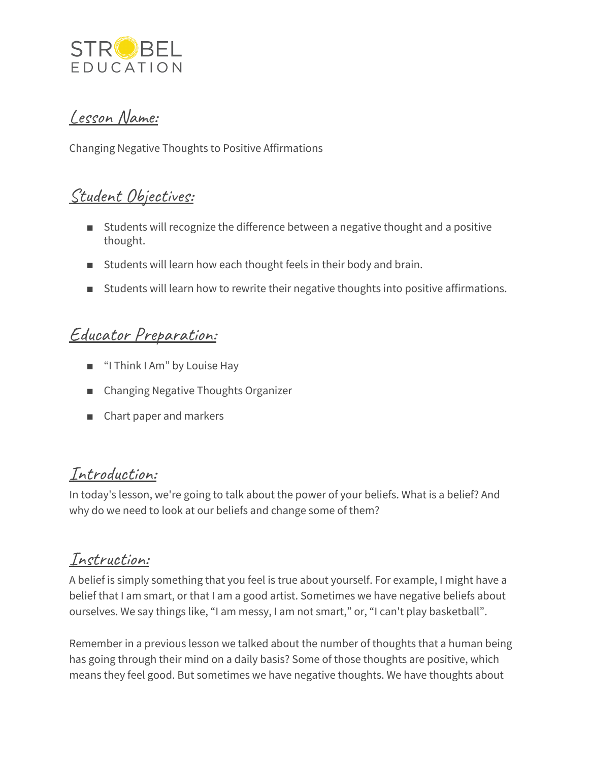STROBEL EDUCATION

## Lesson Name:

Changing Negative Thoughts to Positive Affirmations

## Student Objectives:

- Students will recognize the difference between a negative thought and a positive thought.
- Students will learn how each thought feels in their body and brain.
- Students will learn how to rewrite their negative thoughts into positive affirmations.

## Educator Preparation:

- "I Think I Am" by Louise Hay
- Changing Negative Thoughts Organizer
- Chart paper and markers

## Introduction:

In today's lesson, we're going to talk about the power of your beliefs. What is a belief? And why do we need to look at our beliefs and change some of them?

## Instruction:

A belief is simply something that you feel is true about yourself. For example, I might have a belief that I am smart, or that I am a good artist. Sometimes we have negative beliefs about ourselves. We say things like, "I am messy, I am not smart," or, "I can't play basketball".

Remember in a previous lesson we talked about the number of thoughts that a human being has going through their mind on a daily basis? Some of those thoughts are positive, which means they feel good. But sometimes we have negative thoughts. We have thoughts about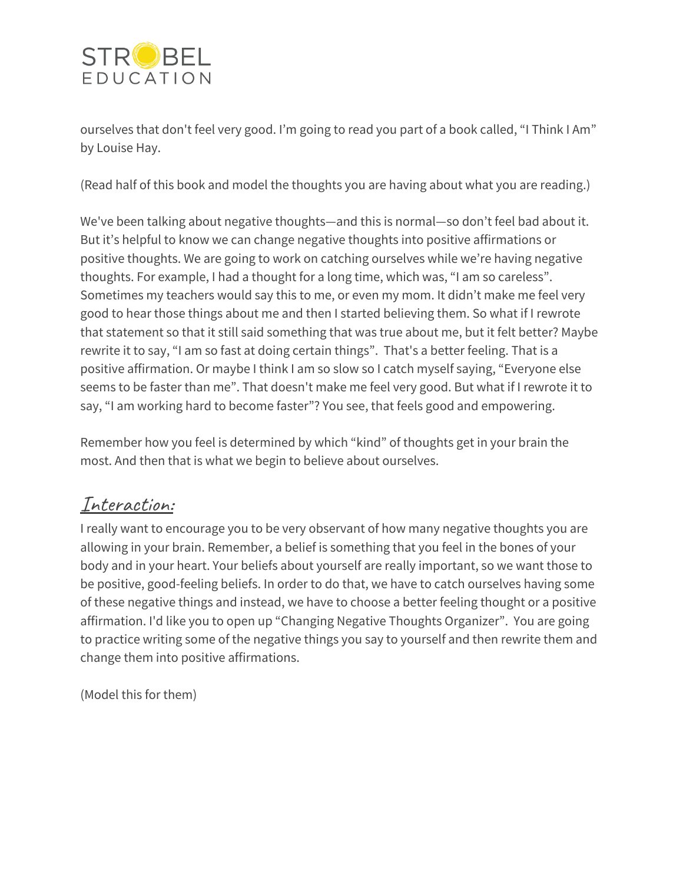ourselves that don't feel very good. I'm going to read you part of a book called, "I Think I Am" by Louise Hay.

(Read half of this book and model the thoughts you are having about what you are reading.)

We've been talking about negative thoughts—and this is normal—so don't feel bad about it. But it's helpful to know we can change negative thoughts into positive affirmations or positive thoughts. We are going to work on catching ourselves while we're having negative thoughts. For example, I had a thought for a long time, which was, "I am so careless". Sometimes my teachers would say this to me, or even my mom. It didn't make me feel very good to hear those things about me and then I started believing them. So what if I rewrote that statement so that it still said something that was true about me, but it felt better? Maybe rewrite it to say, "I am so fast at doing certain things". That's a better feeling. That is a positive affirmation. Or maybe I think I am so slow so I catch myself saying, "Everyone else seems to be faster than me". That doesn't make me feel very good. But what if I rewrote it to say, "I am working hard to become faster"? You see, that feels good and empowering.

Remember how you feel is determined by which "kind" of thoughts get in your brain the most. And then that is what we begin to believe about ourselves.

## Interaction:

I really want to encourage you to be very observant of how many negative thoughts you are allowing in your brain. Remember, a belief is something that you feel in the bones of your body and in your heart. Your beliefs about yourself are really important, so we want those to be positive, good-feeling beliefs. In order to do that, we have to catch ourselves having some of these negative things and instead, we have to choose a better feeling thought or a positive affirmation. I'd like you to open up "Changing Negative Thoughts Organizer". You are going to practice writing some of the negative things you say to yourself and then rewrite them and change them into positive affirmations.

(Model this for them)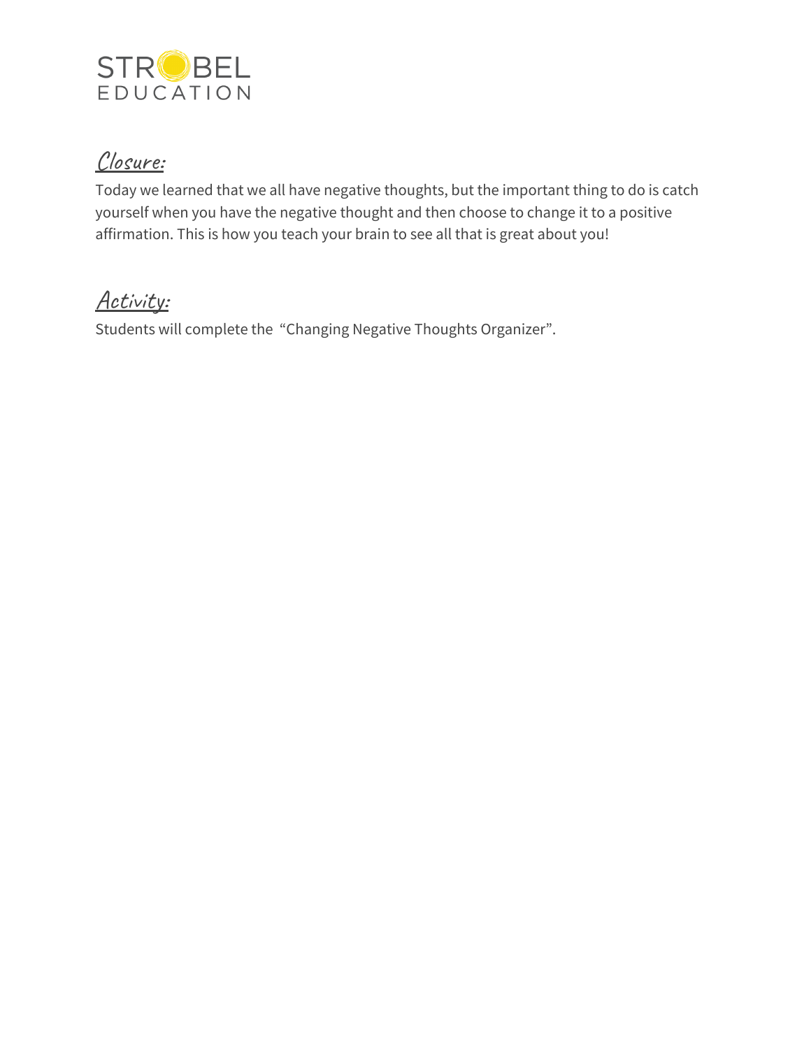## Closure:

Today we learned that we all have negative thoughts, but the important thing to do is catch yourself when you have the negative thought and then choose to change it to a positive affirmation. This is how you teach your brain to see all that is great about you!

## Activity:

Students will complete the "Changing Negative Thoughts Organizer".